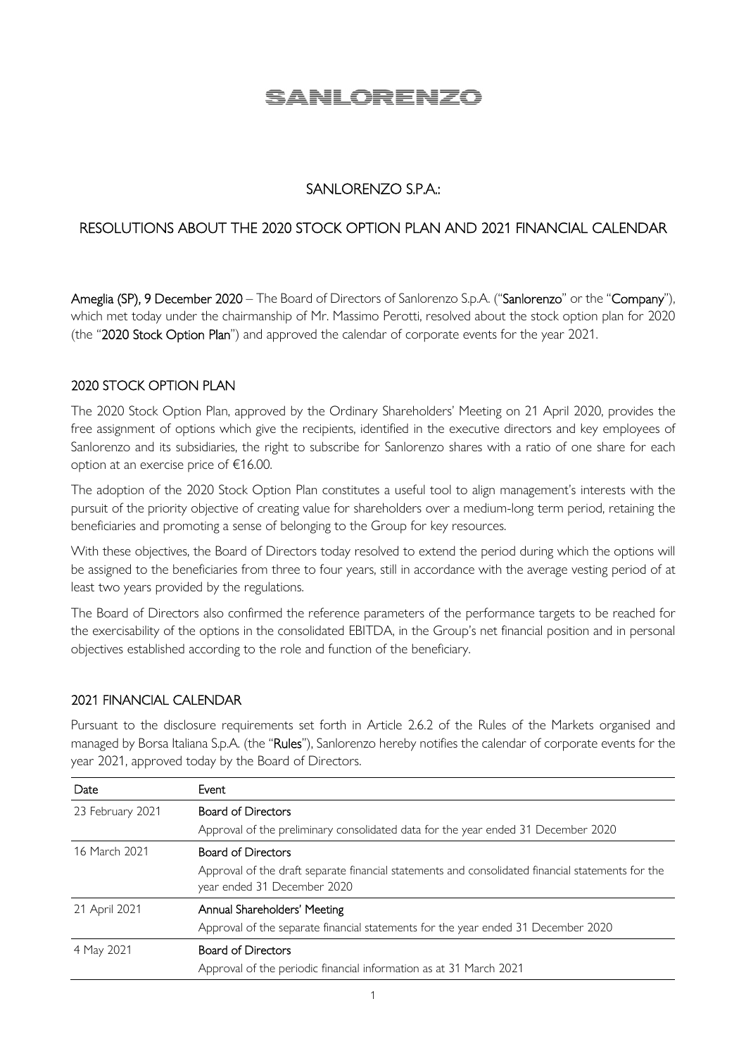# SANLORENZO

## SANLORENZO S.P.A.:

## RESOLUTIONS ABOUT THE 2020 STOCK OPTION PLAN AND 2021 FINANCIAL CALENDAR

**Ameglia (SP), 9 December 2020** – The Board of Directors of Sanlorenzo S.p.A. ("**Sanlorenzo**" or the "**Company**"), which met today under the chairmanship of Mr. Massimo Perotti, resolved about the stock option plan for 2020 (the "**2020 Stock Option Plan**") and approved the calendar of corporate events for the year 2021.

### 2020 STOCK OPTION PLAN

The 2020 Stock Option Plan, approved by the Ordinary Shareholders' Meeting on 21 April 2020, provides the free assignment of options which give the recipients, identified in the executive directors and key employees of Sanlorenzo and its subsidiaries, the right to subscribe for Sanlorenzo shares with a ratio of one share for each option at an exercise price of €16.00.

The adoption of the 2020 Stock Option Plan constitutes a useful tool to align management's interests with the pursuit of the priority objective of creating value for shareholders over a medium-long term period, retaining the beneficiaries and promoting a sense of belonging to the Group for key resources.

With these objectives, the Board of Directors today resolved to extend the period during which the options will be assigned to the beneficiaries from three to four years, still in accordance with the average vesting period of at least two years provided by the regulations.

The Board of Directors also confirmed the reference parameters of the performance targets to be reached for the exercisability of the options in the consolidated EBITDA, in the Group's net financial position and in personal objectives established according to the role and function of the beneficiary.

### 2021 FINANCIAL CALENDAR

Pursuant to the disclosure requirements set forth in Article 2.6.2 of the Rules of the Markets organised and managed by Borsa Italiana S.p.A. (the "**Rules**"), Sanlorenzo hereby notifies the calendar of corporate events for the year 2021, approved today by the Board of Directors.

| Date | Event |
|---|---|
| 23 February 2021 | Board of Directors<br>Approval of the preliminary consolidated data for the year ended 31 December 2020 |
| 16 March 2021 | Board of Directors<br>Approval of the draft separate financial statements and consolidated financial statements for the year ended 31 December 2020 |
| 21 April 2021 | Annual Shareholders' Meeting<br>Approval of the separate financial statements for the year ended 31 December 2020 |
| 4 May 2021 | Board of Directors<br>Approval of the periodic financial information as at 31 March 2021 |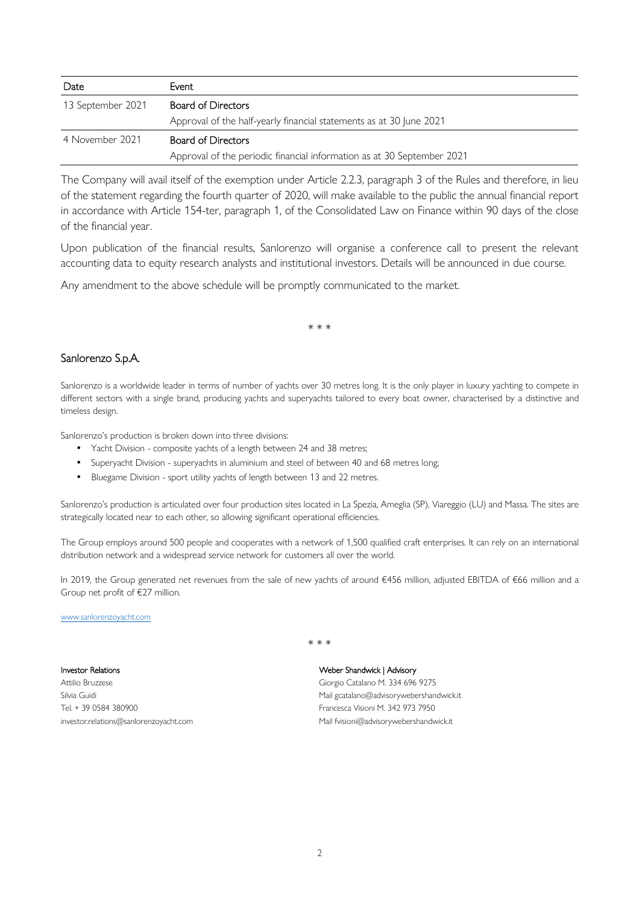| Date | Event |
|---|---|
| 13 September 2021 | Board of Directors<br>Approval of the half-yearly financial statements as at 30 June 2021 |
| 4 November 2021 | Board of Directors<br>Approval of the periodic financial information as at 30 September 2021 |

The Company will avail itself of the exemption under Article 2.2.3, paragraph 3 of the Rules and therefore, in lieu of the statement regarding the fourth quarter of 2020, will make available to the public the annual financial report in accordance with Article 154-ter, paragraph 1, of the Consolidated Law on Finance within 90 days of the close of the financial year.

Upon publication of the financial results, Sanlorenzo will organise a conference call to present the relevant accounting data to equity research analysts and institutional investors. Details will be announced in due course.

Any amendment to the above schedule will be promptly communicated to the market.

\* \* \*

## Sanlorenzo S.p.A.

Sanlorenzo is a worldwide leader in terms of number of yachts over 30 metres long. It is the only player in luxury yachting to compete in different sectors with a single brand, producing yachts and superyachts tailored to every boat owner, characterised by a distinctive and timeless design.

Sanlorenzo's production is broken down into three divisions:

- Yacht Division - composite yachts of a length between 24 and 38 metres;
- Superyacht Division - superyachts in aluminium and steel of between 40 and 68 metres long;
- Bluegame Division - sport utility yachts of length between 13 and 22 metres.

Sanlorenzo's production is articulated over four production sites located in La Spezia, Ameglia (SP), Viareggio (LU) and Massa. The sites are strategically located near to each other, so allowing significant operational efficiencies.

The Group employs around 500 people and cooperates with a network of 1,500 qualified craft enterprises. It can rely on an international distribution network and a widespread service network for customers all over the world.

In 2019, the Group generated net revenues from the sale of new yachts of around €456 million, adjusted EBITDA of €66 million and a Group net profit of €27 million.

www.sanlorenzoyacht.com

\* \* \*

**Investor Relations**
Attilio Bruzzese
Silvia Guidi
Tel. + 39 0584 380900
investor.relations@sanlorenzoyacht.com

**Weber Shandwick | Advisory**
Giorgio Catalano M. 334 696 9275
Mail gcatalano@advisorywebershandwick.it
Francesca Visioni M. 342 973 7950
Mail fvisioni@advisorywebershandwick.it